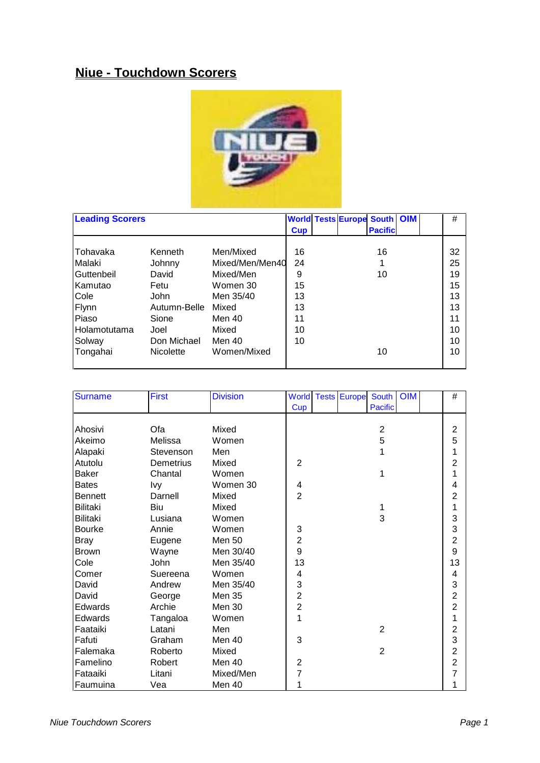# Niue - Touchdown Scorers

| Leading Scorers | | | World Cup | Tests | Europe | South Pacific | OIM | | # |
|---|---|---|---|---|---|---|---|---|---|
| Tohavaka | Kenneth | Men/Mixed | 16 | | | 16 | | | 32 |
| Malaki | Johnny | Mixed/Men/Men40 | 24 | | | 1 | | | 25 |
| Guttenbeil | David | Mixed/Men | 9 | | | 10 | | | 19 |
| Kamutao | Fetu | Women 30 | 15 | | | | | | 15 |
| Cole | John | Men 35/40 | 13 | | | | | | 13 |
| Flynn | Autumn-Belle | Mixed | 13 | | | | | | 13 |
| Piaso | Sione | Men 40 | 11 | | | | | | 11 |
| Holamotutama | Joel | Mixed | 10 | | | | | | 10 |
| Solway | Don Michael | Men 40 | 10 | | | | | | 10 |
| Tongahai | Nicolette | Women/Mixed | | | | 10 | | | 10 |

| Surname | First | Division | World Cup | Tests | Europe | South Pacific | OIM | | # |
|---|---|---|---|---|---|---|---|---|---|
| Ahosivi | Ofa | Mixed | | | | 2 | | | 2 |
| Akeimo | Melissa | Women | | | | 5 | | | 5 |
| Alapaki | Stevenson | Men | | | | 1 | | | 1 |
| Atutolu | Demetrius | Mixed | 2 | | | | | | 2 |
| Baker | Chantal | Women | | | | 1 | | | 1 |
| Bates | Ivy | Women 30 | 4 | | | | | | 4 |
| Bennett | Darnell | Mixed | 2 | | | | | | 2 |
| Bilitaki | Biu | Mixed | | | | 1 | | | 1 |
| Bilitaki | Lusiana | Women | | | | 3 | | | 3 |
| Bourke | Annie | Women | 3 | | | | | | 3 |
| Bray | Eugene | Men 50 | 2 | | | | | | 2 |
| Brown | Wayne | Men 30/40 | 9 | | | | | | 9 |
| Cole | John | Men 35/40 | 13 | | | | | | 13 |
| Comer | Suereena | Women | 4 | | | | | | 4 |
| David | Andrew | Men 35/40 | 3 | | | | | | 3 |
| David | George | Men 35 | 2 | | | | | | 2 |
| Edwards | Archie | Men 30 | 2 | | | | | | 2 |
| Edwards | Tangaloa | Women | 1 | | | | | | 1 |
| Faataiki | Latani | Men | | | | 2 | | | 2 |
| Fafuti | Graham | Men 40 | 3 | | | | | | 3 |
| Falemaka | Roberto | Mixed | | | | 2 | | | 2 |
| Famelino | Robert | Men 40 | 2 | | | | | | 2 |
| Fataaiki | Litani | Mixed/Men | 7 | | | | | | 7 |
| Faumuina | Vea | Men 40 | 1 | | | | | | 1 |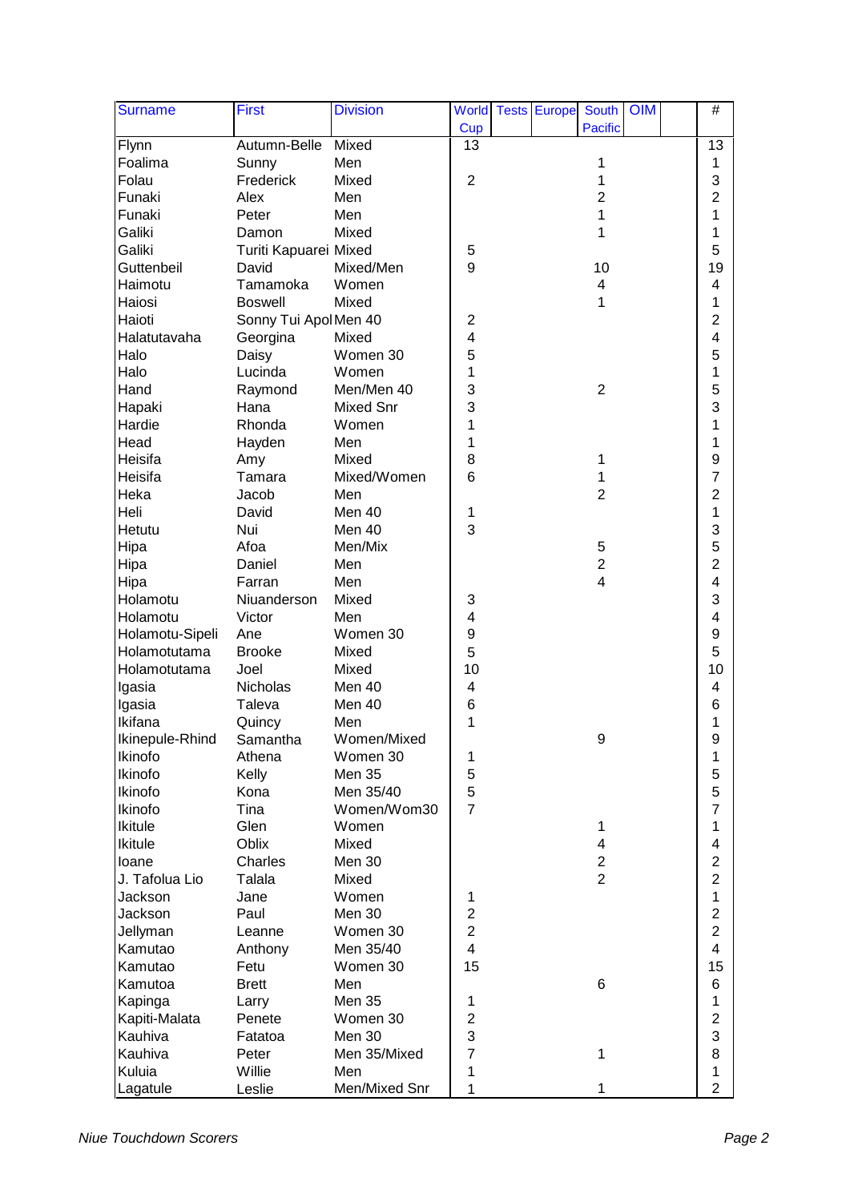| Surname | First | Division | World Cup | Tests | Europe | South Pacific | OIM | | # |
|---|---|---|---|---|---|---|---|---|---|
| Flynn | Autumn-Belle | Mixed | 13 | | | | | | 13 |
| Foalima | Sunny | Men | | | | 1 | | | 1 |
| Folau | Frederick | Mixed | 2 | | | 1 | | | 3 |
| Funaki | Alex | Men | | | | 2 | | | 2 |
| Funaki | Peter | Men | | | | 1 | | | 1 |
| Galiki | Damon | Mixed | | | | 1 | | | 1 |
| Galiki | Turiti Kapuarei | Mixed | 5 | | | | | | 5 |
| Guttenbeil | David | Mixed/Men | 9 | | | 10 | | | 19 |
| Haimotu | Tamamoka | Women | | | | 4 | | | 4 |
| Haiosi | Boswell | Mixed | | | | 1 | | | 1 |
| Haioti | Sonny Tui Apol | Men 40 | 2 | | | | | | 2 |
| Halatutavaha | Georgina | Mixed | 4 | | | | | | 4 |
| Halo | Daisy | Women 30 | 5 | | | | | | 5 |
| Halo | Lucinda | Women | 1 | | | | | | 1 |
| Hand | Raymond | Men/Men 40 | 3 | | | 2 | | | 5 |
| Hapaki | Hana | Mixed Snr | 3 | | | | | | 3 |
| Hardie | Rhonda | Women | 1 | | | | | | 1 |
| Head | Hayden | Men | 1 | | | | | | 1 |
| Heisifa | Amy | Mixed | 8 | | | 1 | | | 9 |
| Heisifa | Tamara | Mixed/Women | 6 | | | 1 | | | 7 |
| Heka | Jacob | Men | | | | 2 | | | 2 |
| Heli | David | Men 40 | 1 | | | | | | 1 |
| Hetutu | Nui | Men 40 | 3 | | | | | | 3 |
| Hipa | Afoa | Men/Mix | | | | 5 | | | 5 |
| Hipa | Daniel | Men | | | | 2 | | | 2 |
| Hipa | Farran | Men | | | | 4 | | | 4 |
| Holamotu | Niuanderson | Mixed | 3 | | | | | | 3 |
| Holamotu | Victor | Men | 4 | | | | | | 4 |
| Holamotu-Sipeli | Ane | Women 30 | 9 | | | | | | 9 |
| Holamotutama | Brooke | Mixed | 5 | | | | | | 5 |
| Holamotutama | Joel | Mixed | 10 | | | | | | 10 |
| Igasia | Nicholas | Men 40 | 4 | | | | | | 4 |
| Igasia | Taleva | Men 40 | 6 | | | | | | 6 |
| Ikifana | Quincy | Men | 1 | | | | | | 1 |
| Ikinepule-Rhind | Samantha | Women/Mixed | | | | 9 | | | 9 |
| Ikinofo | Athena | Women 30 | 1 | | | | | | 1 |
| Ikinofo | Kelly | Men 35 | 5 | | | | | | 5 |
| Ikinofo | Kona | Men 35/40 | 5 | | | | | | 5 |
| Ikinofo | Tina | Women/Wom30 | 7 | | | | | | 7 |
| Ikitule | Glen | Women | | | | 1 | | | 1 |
| Ikitule | Oblix | Mixed | | | | 4 | | | 4 |
| Ioane | Charles | Men 30 | | | | 2 | | | 2 |
| J. Tafolua Lio | Talala | Mixed | | | | 2 | | | 2 |
| Jackson | Jane | Women | 1 | | | | | | 1 |
| Jackson | Paul | Men 30 | 2 | | | | | | 2 |
| Jellyman | Leanne | Women 30 | 2 | | | | | | 2 |
| Kamutao | Anthony | Men 35/40 | 4 | | | | | | 4 |
| Kamutao | Fetu | Women 30 | 15 | | | | | | 15 |
| Kamutoa | Brett | Men | | | | 6 | | | 6 |
| Kapinga | Larry | Men 35 | 1 | | | | | | 1 |
| Kapiti-Malata | Penete | Women 30 | 2 | | | | | | 2 |
| Kauhiva | Fatatoa | Men 30 | 3 | | | | | | 3 |
| Kauhiva | Peter | Men 35/Mixed | 7 | | | 1 | | | 8 |
| Kuluia | Willie | Men | 1 | | | | | | 1 |
| Lagatule | Leslie | Men/Mixed Snr | 1 | | | 1 | | | 2 |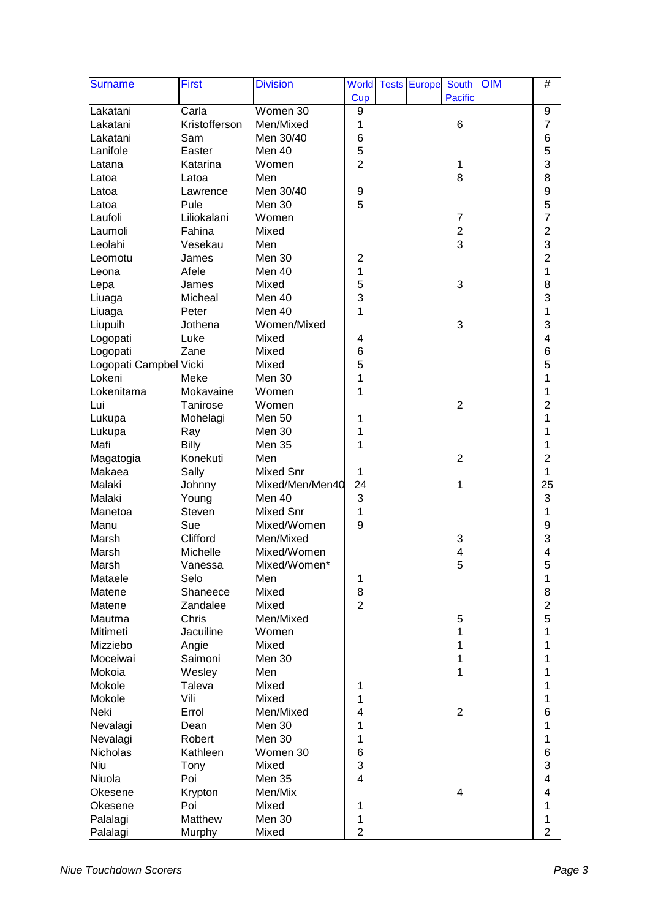| Surname | First | Division | World Cup | Tests | Europe | South Pacific | OIM | | # |
|---|---|---|---|---|---|---|---|---|---|
| Lakatani | Carla | Women 30 | 9 | | | | | | 9 |
| Lakatani | Kristofferson | Men/Mixed | 1 | | | 6 | | | 7 |
| Lakatani | Sam | Men 30/40 | 6 | | | | | | 6 |
| Lanifole | Easter | Men 40 | 5 | | | | | | 5 |
| Latana | Katarina | Women | 2 | | | 1 | | | 3 |
| Latoa | Latoa | Men | | | | 8 | | | 8 |
| Latoa | Lawrence | Men 30/40 | 9 | | | | | | 9 |
| Latoa | Pule | Men 30 | 5 | | | | | | 5 |
| Laufoli | Liliokalani | Women | | | | 7 | | | 7 |
| Laumoli | Fahina | Mixed | | | | 2 | | | 2 |
| Leolahi | Vesekau | Men | | | | 3 | | | 3 |
| Leomotu | James | Men 30 | 2 | | | | | | 2 |
| Leona | Afele | Men 40 | 1 | | | | | | 1 |
| Lepa | James | Mixed | 5 | | | 3 | | | 8 |
| Liuaga | Micheal | Men 40 | 3 | | | | | | 3 |
| Liuaga | Peter | Men 40 | 1 | | | | | | 1 |
| Liupuih | Jothena | Women/Mixed | | | | 3 | | | 3 |
| Logopati | Luke | Mixed | 4 | | | | | | 4 |
| Logopati | Zane | Mixed | 6 | | | | | | 6 |
| Logopati Campbel | Vicki | Mixed | 5 | | | | | | 5 |
| Lokeni | Meke | Men 30 | 1 | | | | | | 1 |
| Lokenitama | Mokavaine | Women | 1 | | | | | | 1 |
| Lui | Tanirose | Women | | | | 2 | | | 2 |
| Lukupa | Mohelagi | Men 50 | 1 | | | | | | 1 |
| Lukupa | Ray | Men 30 | 1 | | | | | | 1 |
| Mafi | Billy | Men 35 | 1 | | | | | | 1 |
| Magatogia | Konekuti | Men | | | | 2 | | | 2 |
| Makaea | Sally | Mixed Snr | 1 | | | | | | 1 |
| Malaki | Johnny | Mixed/Men/Men40 | 24 | | | 1 | | | 25 |
| Malaki | Young | Men 40 | 3 | | | | | | 3 |
| Manetoa | Steven | Mixed Snr | 1 | | | | | | 1 |
| Manu | Sue | Mixed/Women | 9 | | | | | | 9 |
| Marsh | Clifford | Men/Mixed | | | | 3 | | | 3 |
| Marsh | Michelle | Mixed/Women | | | | 4 | | | 4 |
| Marsh | Vanessa | Mixed/Women* | | | | 5 | | | 5 |
| Mataele | Selo | Men | 1 | | | | | | 1 |
| Matene | Shaneece | Mixed | 8 | | | | | | 8 |
| Matene | Zandalee | Mixed | 2 | | | | | | 2 |
| Mautma | Chris | Men/Mixed | | | | 5 | | | 5 |
| Mitimeti | Jacuiline | Women | | | | 1 | | | 1 |
| Mizziebo | Angie | Mixed | | | | 1 | | | 1 |
| Moceiwai | Saimoni | Men 30 | | | | 1 | | | 1 |
| Mokoia | Wesley | Men | | | | 1 | | | 1 |
| Mokole | Taleva | Mixed | 1 | | | | | | 1 |
| Mokole | Vili | Mixed | 1 | | | | | | 1 |
| Neki | Errol | Men/Mixed | 4 | | | 2 | | | 6 |
| Nevalagi | Dean | Men 30 | 1 | | | | | | 1 |
| Nevalagi | Robert | Men 30 | 1 | | | | | | 1 |
| Nicholas | Kathleen | Women 30 | 6 | | | | | | 6 |
| Niu | Tony | Mixed | 3 | | | | | | 3 |
| Niuola | Poi | Men 35 | 4 | | | | | | 4 |
| Okesene | Krypton | Men/Mix | | | | 4 | | | 4 |
| Okesene | Poi | Mixed | 1 | | | | | | 1 |
| Palalagi | Matthew | Men 30 | 1 | | | | | | 1 |
| Palalagi | Murphy | Mixed | 2 | | | | | | 2 |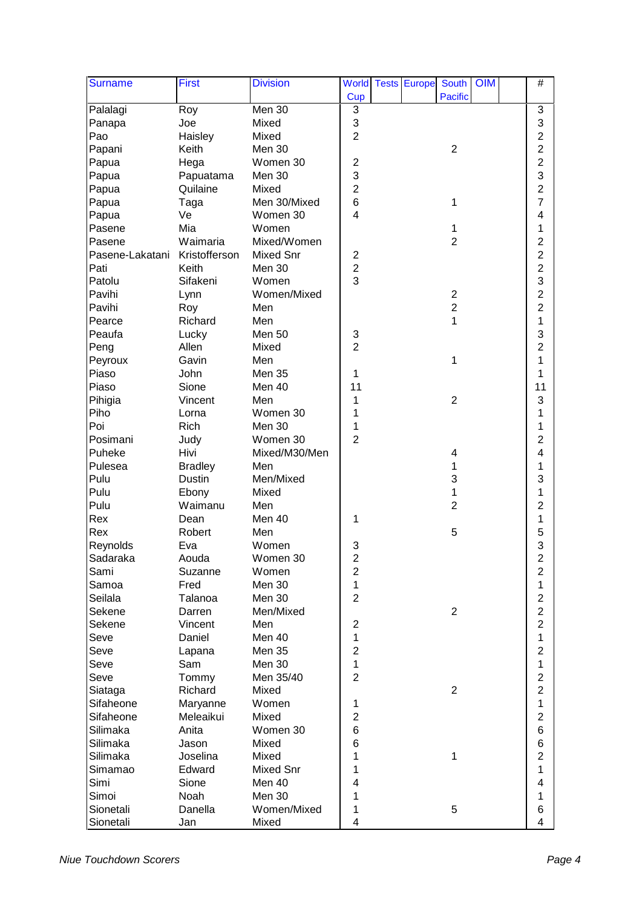| Surname | First | Division | World Cup | Tests | Europe | South Pacific | OIM | | # |
|---|---|---|---|---|---|---|---|---|---|
| Palalagi | Roy | Men 30 | 3 | | | | | | 3 |
| Panapa | Joe | Mixed | 3 | | | | | | 3 |
| Pao | Haisley | Mixed | 2 | | | | | | 2 |
| Papani | Keith | Men 30 | | | | 2 | | | 2 |
| Papua | Hega | Women 30 | 2 | | | | | | 2 |
| Papua | Papuatama | Men 30 | 3 | | | | | | 3 |
| Papua | Quilaine | Mixed | 2 | | | | | | 2 |
| Papua | Taga | Men 30/Mixed | 6 | | | 1 | | | 7 |
| Papua | Ve | Women 30 | 4 | | | | | | 4 |
| Pasene | Mia | Women | | | | 1 | | | 1 |
| Pasene | Waimaria | Mixed/Women | | | | 2 | | | 2 |
| Pasene-Lakatani | Kristofferson | Mixed Snr | 2 | | | | | | 2 |
| Pati | Keith | Men 30 | 2 | | | | | | 2 |
| Patolu | Sifakeni | Women | 3 | | | | | | 3 |
| Pavihi | Lynn | Women/Mixed | | | | 2 | | | 2 |
| Pavihi | Roy | Men | | | | 2 | | | 2 |
| Pearce | Richard | Men | | | | 1 | | | 1 |
| Peaufa | Lucky | Men 50 | 3 | | | | | | 3 |
| Peng | Allen | Mixed | 2 | | | | | | 2 |
| Peyroux | Gavin | Men | | | | 1 | | | 1 |
| Piaso | John | Men 35 | 1 | | | | | | 1 |
| Piaso | Sione | Men 40 | 11 | | | | | | 11 |
| Pihigia | Vincent | Men | 1 | | | 2 | | | 3 |
| Piho | Lorna | Women 30 | 1 | | | | | | 1 |
| Poi | Rich | Men 30 | 1 | | | | | | 1 |
| Posimani | Judy | Women 30 | 2 | | | | | | 2 |
| Puheke | Hivi | Mixed/M30/Men | | | | 4 | | | 4 |
| Pulesea | Bradley | Men | | | | 1 | | | 1 |
| Pulu | Dustin | Men/Mixed | | | | 3 | | | 3 |
| Pulu | Ebony | Mixed | | | | 1 | | | 1 |
| Pulu | Waimanu | Men | | | | 2 | | | 2 |
| Rex | Dean | Men 40 | 1 | | | | | | 1 |
| Rex | Robert | Men | | | | 5 | | | 5 |
| Reynolds | Eva | Women | 3 | | | | | | 3 |
| Sadaraka | Aouda | Women 30 | 2 | | | | | | 2 |
| Sami | Suzanne | Women | 2 | | | | | | 2 |
| Samoa | Fred | Men 30 | 1 | | | | | | 1 |
| Seilala | Talanoa | Men 30 | 2 | | | | | | 2 |
| Sekene | Darren | Men/Mixed | | | | 2 | | | 2 |
| Sekene | Vincent | Men | 2 | | | | | | 2 |
| Seve | Daniel | Men 40 | 1 | | | | | | 1 |
| Seve | Lapana | Men 35 | 2 | | | | | | 2 |
| Seve | Sam | Men 30 | 1 | | | | | | 1 |
| Seve | Tommy | Men 35/40 | 2 | | | | | | 2 |
| Siataga | Richard | Mixed | | | | 2 | | | 2 |
| Sifaheone | Maryanne | Women | 1 | | | | | | 1 |
| Sifaheone | Meleaikui | Mixed | 2 | | | | | | 2 |
| Silimaka | Anita | Women 30 | 6 | | | | | | 6 |
| Silimaka | Jason | Mixed | 6 | | | | | | 6 |
| Silimaka | Joselina | Mixed | 1 | | | 1 | | | 2 |
| Simamao | Edward | Mixed Snr | 1 | | | | | | 1 |
| Simi | Sione | Men 40 | 4 | | | | | | 4 |
| Simoi | Noah | Men 30 | 1 | | | | | | 1 |
| Sionetali | Danella | Women/Mixed | 1 | | | 5 | | | 6 |
| Sionetali | Jan | Mixed | 4 | | | | | | 4 |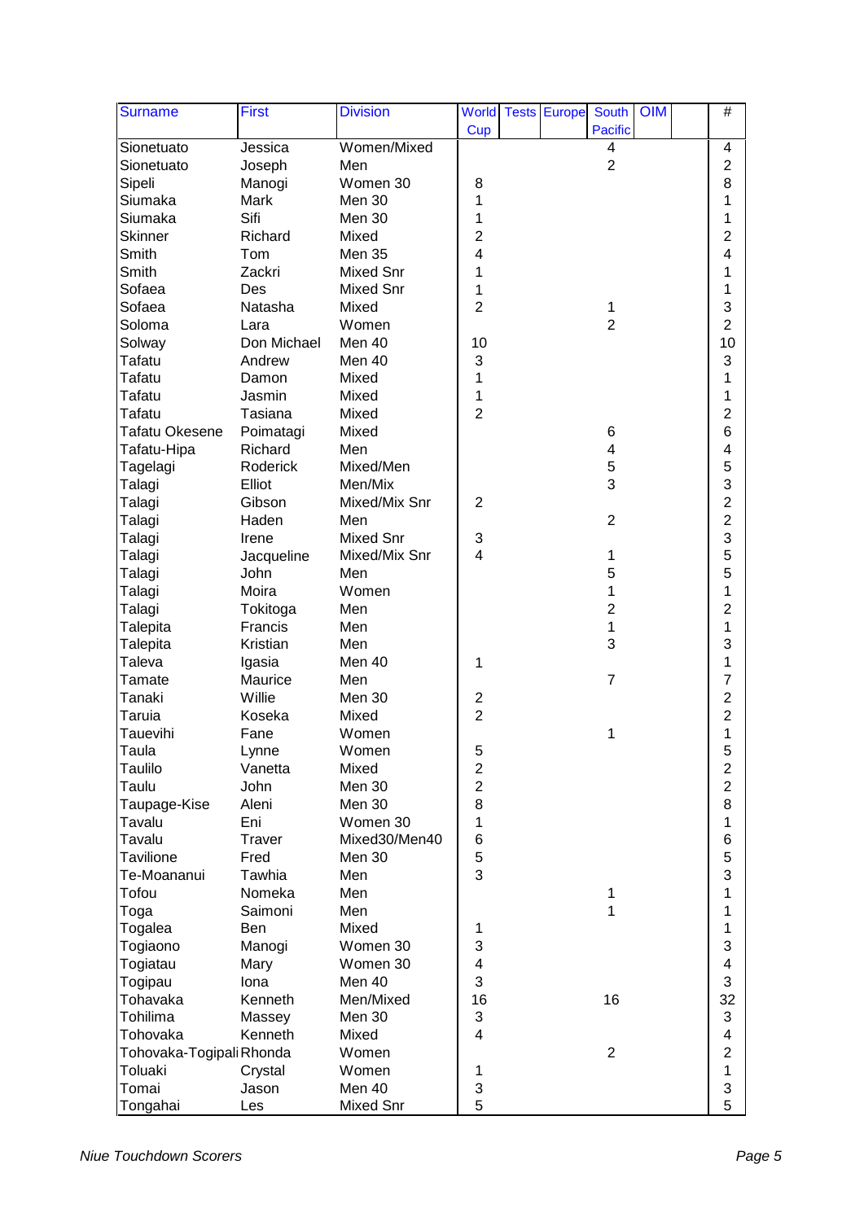| Surname | First | Division | World Cup | Tests | Europe | South Pacific | OIM | | # |
|---|---|---|---|---|---|---|---|---|---|
| Sionetuato | Jessica | Women/Mixed | | | | 4 | | | 4 |
| Sionetuato | Joseph | Men | | | | 2 | | | 2 |
| Sipeli | Manogi | Women 30 | 8 | | | | | | 8 |
| Siumaka | Mark | Men 30 | 1 | | | | | | 1 |
| Siumaka | Sifi | Men 30 | 1 | | | | | | 1 |
| Skinner | Richard | Mixed | 2 | | | | | | 2 |
| Smith | Tom | Men 35 | 4 | | | | | | 4 |
| Smith | Zackri | Mixed Snr | 1 | | | | | | 1 |
| Sofaea | Des | Mixed Snr | 1 | | | | | | 1 |
| Sofaea | Natasha | Mixed | 2 | | | 1 | | | 3 |
| Soloma | Lara | Women | | | | 2 | | | 2 |
| Solway | Don Michael | Men 40 | 10 | | | | | | 10 |
| Tafatu | Andrew | Men 40 | 3 | | | | | | 3 |
| Tafatu | Damon | Mixed | 1 | | | | | | 1 |
| Tafatu | Jasmin | Mixed | 1 | | | | | | 1 |
| Tafatu | Tasiana | Mixed | 2 | | | | | | 2 |
| Tafatu Okesene | Poimatagi | Mixed | | | | 6 | | | 6 |
| Tafatu-Hipa | Richard | Men | | | | 4 | | | 4 |
| Tagelagi | Roderick | Mixed/Men | | | | 5 | | | 5 |
| Talagi | Elliot | Men/Mix | | | | 3 | | | 3 |
| Talagi | Gibson | Mixed/Mix Snr | 2 | | | | | | 2 |
| Talagi | Haden | Men | | | | 2 | | | 2 |
| Talagi | Irene | Mixed Snr | 3 | | | | | | 3 |
| Talagi | Jacqueline | Mixed/Mix Snr | 4 | | | 1 | | | 5 |
| Talagi | John | Men | | | | 5 | | | 5 |
| Talagi | Moira | Women | | | | 1 | | | 1 |
| Talagi | Tokitoga | Men | | | | 2 | | | 2 |
| Talepita | Francis | Men | | | | 1 | | | 1 |
| Talepita | Kristian | Men | | | | 3 | | | 3 |
| Taleva | Igasia | Men 40 | 1 | | | | | | 1 |
| Tamate | Maurice | Men | | | | 7 | | | 7 |
| Tanaki | Willie | Men 30 | 2 | | | | | | 2 |
| Taruia | Koseka | Mixed | 2 | | | | | | 2 |
| Tauevihi | Fane | Women | | | | 1 | | | 1 |
| Taula | Lynne | Women | 5 | | | | | | 5 |
| Taulilo | Vanetta | Mixed | 2 | | | | | | 2 |
| Taulu | John | Men 30 | 2 | | | | | | 2 |
| Taupage-Kise | Aleni | Men 30 | 8 | | | | | | 8 |
| Tavalu | Eni | Women 30 | 1 | | | | | | 1 |
| Tavalu | Traver | Mixed30/Men40 | 6 | | | | | | 6 |
| Tavilione | Fred | Men 30 | 5 | | | | | | 5 |
| Te-Moananui | Tawhia | Men | 3 | | | | | | 3 |
| Tofou | Nomeka | Men | | | | 1 | | | 1 |
| Toga | Saimoni | Men | | | | 1 | | | 1 |
| Togalea | Ben | Mixed | 1 | | | | | | 1 |
| Togiaono | Manogi | Women 30 | 3 | | | | | | 3 |
| Togiatau | Mary | Women 30 | 4 | | | | | | 4 |
| Togipau | Iona | Men 40 | 3 | | | | | | 3 |
| Tohavaka | Kenneth | Men/Mixed | 16 | | | 16 | | | 32 |
| Tohilima | Massey | Men 30 | 3 | | | | | | 3 |
| Tohovaka | Kenneth | Mixed | 4 | | | | | | 4 |
| Tohovaka-Togipali | Rhonda | Women | | | | 2 | | | 2 |
| Toluaki | Crystal | Women | 1 | | | | | | 1 |
| Tomai | Jason | Men 40 | 3 | | | | | | 3 |
| Tongahai | Les | Mixed Snr | 5 | | | | | | 5 |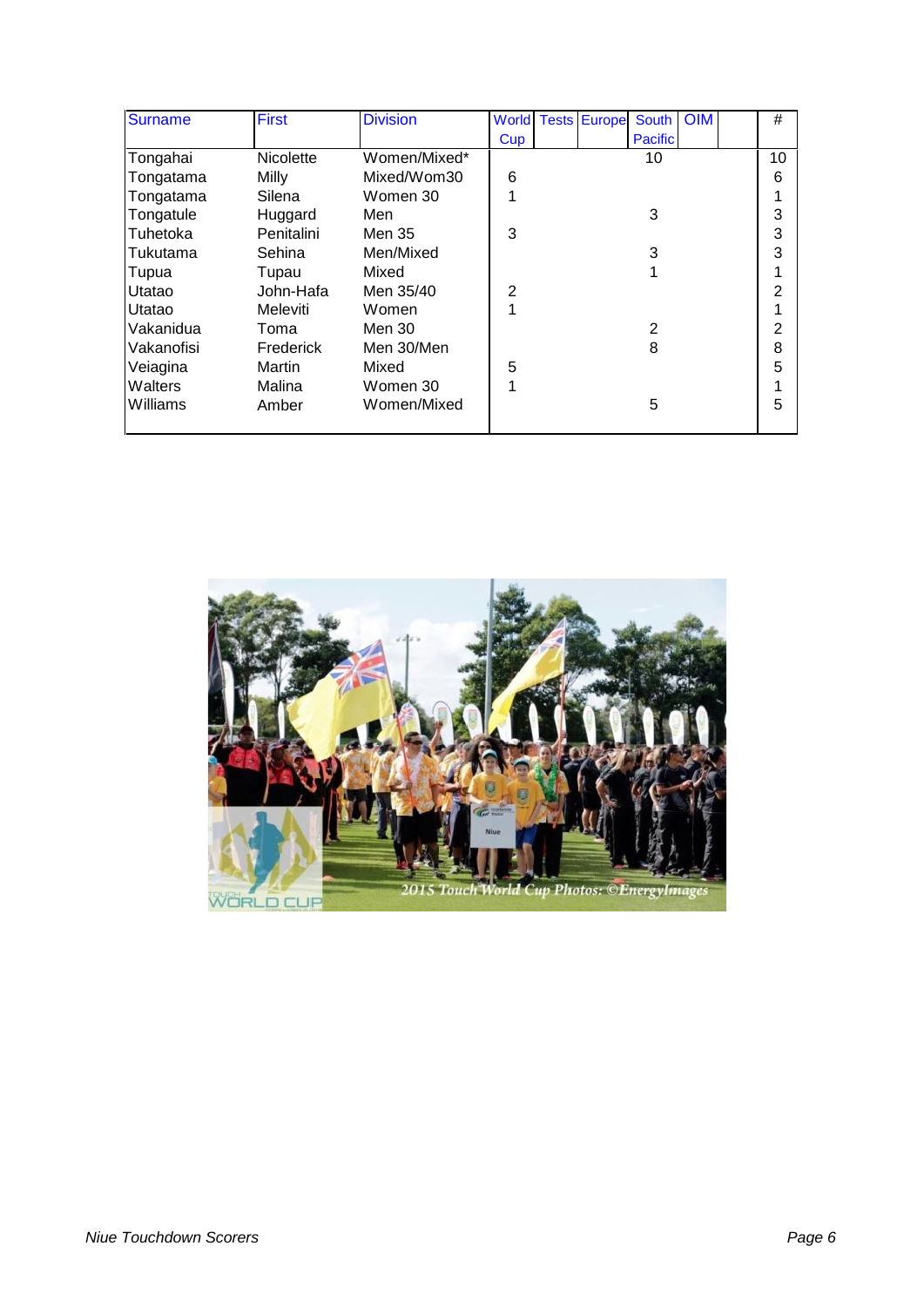| Surname | First | Division | World Cup | Tests | Europe | South Pacific | OIM | | # |
|---|---|---|---|---|---|---|---|---|---|
| Tongahai | Nicolette | Women/Mixed* | | | | 10 | | | 10 |
| Tongatama | Milly | Mixed/Wom30 | 6 | | | | | | 6 |
| Tongatama | Silena | Women 30 | 1 | | | | | | 1 |
| Tongatule | Huggard | Men | | | | 3 | | | 3 |
| Tuhetoka | Penitalini | Men 35 | 3 | | | | | | 3 |
| Tukutama | Sehina | Men/Mixed | | | | 3 | | | 3 |
| Tupua | Tupau | Mixed | | | | 1 | | | 1 |
| Utatao | John-Hafa | Men 35/40 | 2 | | | | | | 2 |
| Utatao | Meleviti | Women | 1 | | | | | | 1 |
| Vakanidua | Toma | Men 30 | | | | 2 | | | 2 |
| Vakanofisi | Frederick | Men 30/Men | | | | 8 | | | 8 |
| Veiagina | Martin | Mixed | 5 | | | | | | 5 |
| Walters | Malina | Women 30 | 1 | | | | | | 1 |
| Williams | Amber | Women/Mixed | | | | 5 | | | 5 |

2015 Touch World Cup Photos: ©EnergyImages